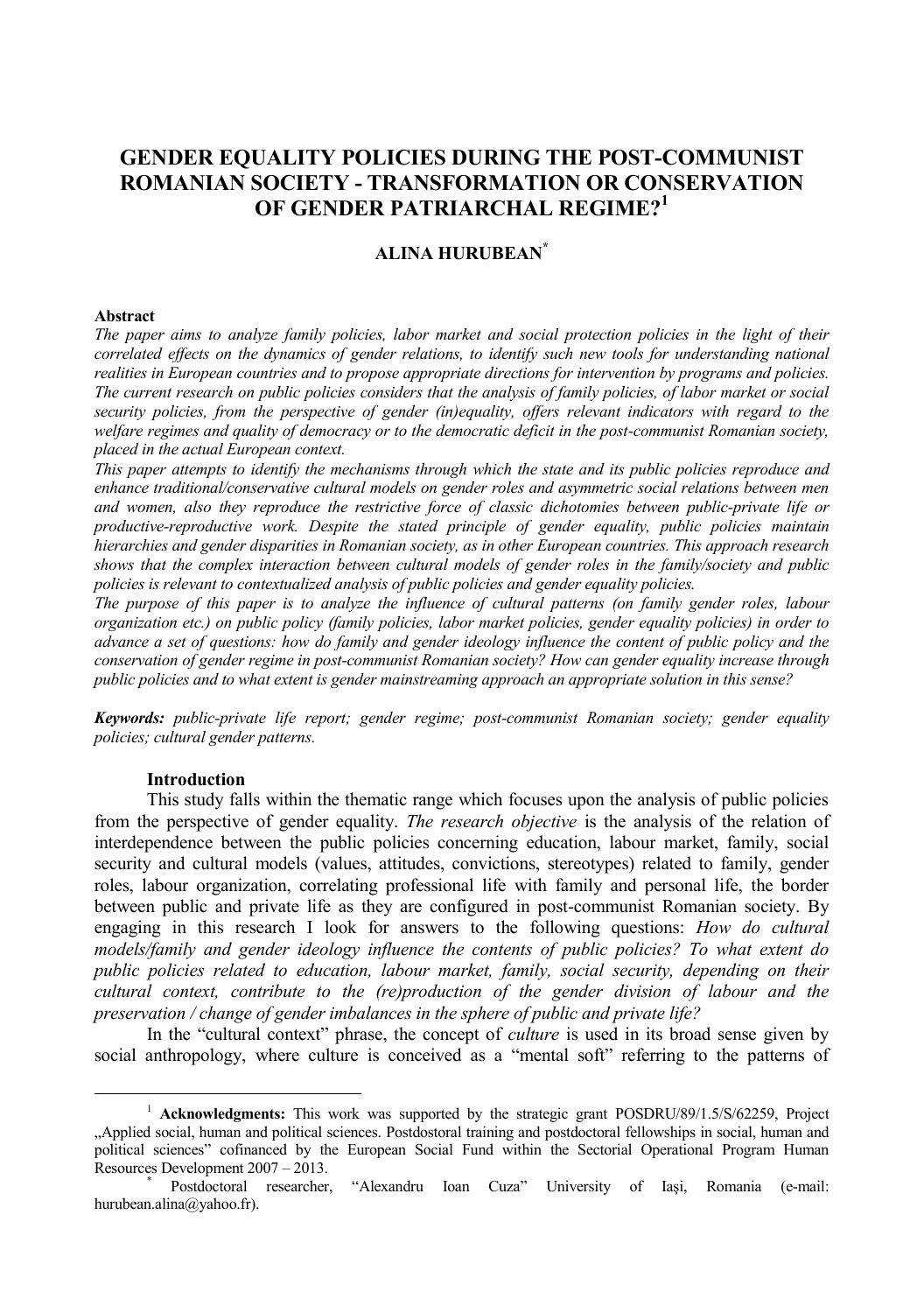# GENDER EQUALITY POLICIES DURING THE POST-COMMUNIST ROMANIAN SOCIETY - TRANSFORMATION OR CONSERVATION OF GENDER PATRIARCHAL REGIME?[1]

**ALINA HURUBEAN**[*]

**Abstract**

*The paper aims to analyze family policies, labor market and social protection policies in the light of their correlated effects on the dynamics of gender relations, to identify such new tools for understanding national realities in European countries and to propose appropriate directions for intervention by programs and policies. The current research on public policies considers that the analysis of family policies, of labor market or social security policies, from the perspective of gender (in)equality, offers relevant indicators with regard to the welfare regimes and quality of democracy or to the democratic deficit in the post-communist Romanian society, placed in the actual European context.*

*This paper attempts to identify the mechanisms through which the state and its public policies reproduce and enhance traditional/conservative cultural models on gender roles and asymmetric social relations between men and women, also they reproduce the restrictive force of classic dichotomies between public-private life or productive-reproductive work. Despite the stated principle of gender equality, public policies maintain hierarchies and gender disparities in Romanian society, as in other European countries. This approach research shows that the complex interaction between cultural models of gender roles in the family/society and public policies is relevant to contextualized analysis of public policies and gender equality policies.*

*The purpose of this paper is to analyze the influence of cultural patterns (on family gender roles, labour organization etc.) on public policy (family policies, labor market policies, gender equality policies) in order to advance a set of questions: how do family and gender ideology influence the content of public policy and the conservation of gender regime in post-communist Romanian society? How can gender equality increase through public policies and to what extent is gender mainstreaming approach an appropriate solution in this sense?*

***Keywords:*** *public-private life report; gender regime; post-communist Romanian society; gender equality policies; cultural gender patterns.*

## Introduction

This study falls within the thematic range which focuses upon the analysis of public policies from the perspective of gender equality. *The research objective* is the analysis of the relation of interdependence between the public policies concerning education, labour market, family, social security and cultural models (values, attitudes, convictions, stereotypes) related to family, gender roles, labour organization, correlating professional life with family and personal life, the border between public and private life as they are configured in post-communist Romanian society. By engaging in this research I look for answers to the following questions: *How do cultural models/family and gender ideology influence the contents of public policies? To what extent do public policies related to education, labour market, family, social security, depending on their cultural context, contribute to the (re)production of the gender division of labour and the preservation / change of gender imbalances in the sphere of public and private life?*

In the "cultural context" phrase, the concept of *culture* is used in its broad sense given by social anthropology, where culture is conceived as a "mental soft" referring to the patterns of

---

[1] **Acknowledgments:** This work was supported by the strategic grant POSDRU/89/1.5/S/62259, Project „Applied social, human and political sciences. Postdostoral training and postdoctoral fellowships in social, human and political sciences" cofinanced by the European Social Fund within the Sectorial Operational Program Human Resources Development 2007 – 2013.

[*] Postdoctoral researcher, "Alexandru Ioan Cuza" University of Iași, Romania (e-mail: hurubean.alina@yahoo.fr).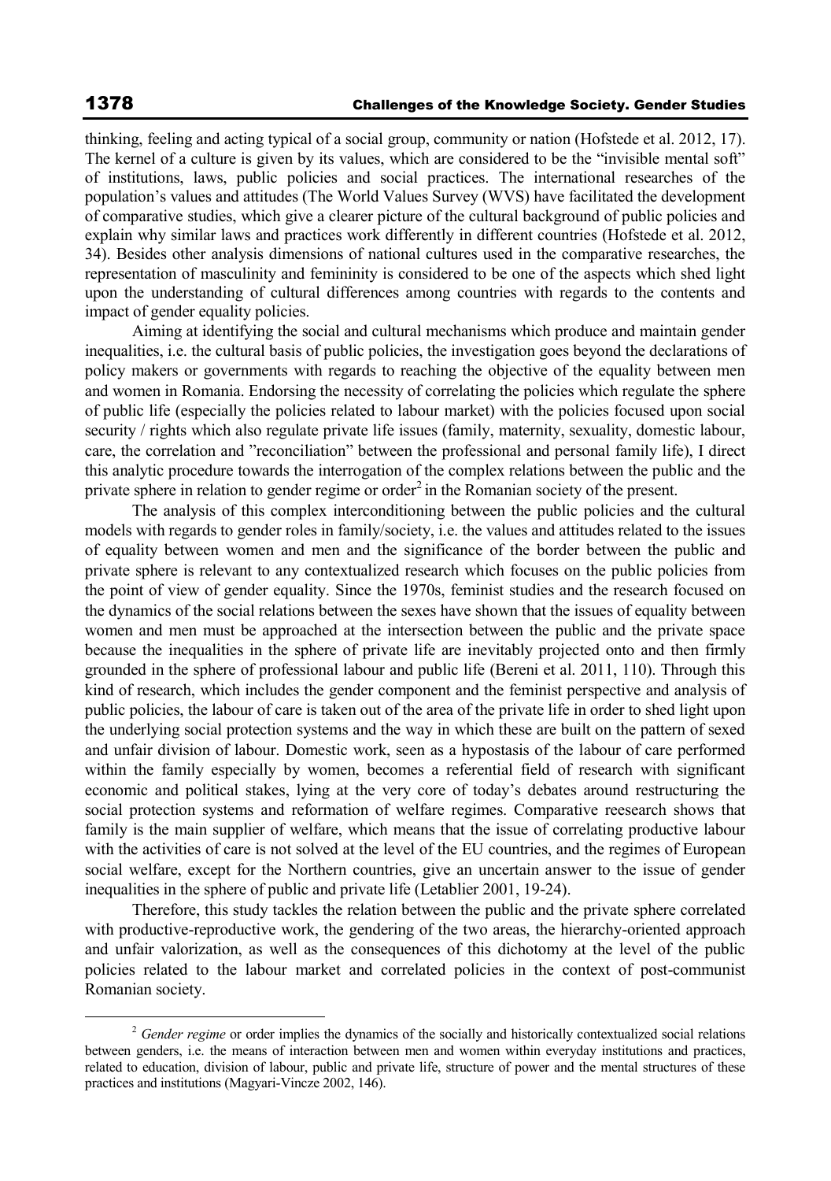thinking, feeling and acting typical of a social group, community or nation (Hofstede et al. 2012, 17). The kernel of a culture is given by its values, which are considered to be the "invisible mental soft" of institutions, laws, public policies and social practices. The international researches of the population's values and attitudes (The World Values Survey (WVS) have facilitated the development of comparative studies, which give a clearer picture of the cultural background of public policies and explain why similar laws and practices work differently in different countries (Hofstede et al. 2012, 34). Besides other analysis dimensions of national cultures used in the comparative researches, the representation of masculinity and femininity is considered to be one of the aspects which shed light upon the understanding of cultural differences among countries with regards to the contents and impact of gender equality policies.

Aiming at identifying the social and cultural mechanisms which produce and maintain gender inequalities, i.e. the cultural basis of public policies, the investigation goes beyond the declarations of policy makers or governments with regards to reaching the objective of the equality between men and women in Romania. Endorsing the necessity of correlating the policies which regulate the sphere of public life (especially the policies related to labour market) with the policies focused upon social security / rights which also regulate private life issues (family, maternity, sexuality, domestic labour, care, the correlation and "reconciliation" between the professional and personal family life), I direct this analytic procedure towards the interrogation of the complex relations between the public and the private sphere in relation to gender regime or order[2] in the Romanian society of the present.

The analysis of this complex interconditioning between the public policies and the cultural models with regards to gender roles in family/society, i.e. the values and attitudes related to the issues of equality between women and men and the significance of the border between the public and private sphere is relevant to any contextualized research which focuses on the public policies from the point of view of gender equality. Since the 1970s, feminist studies and the research focused on the dynamics of the social relations between the sexes have shown that the issues of equality between women and men must be approached at the intersection between the public and the private space because the inequalities in the sphere of private life are inevitably projected onto and then firmly grounded in the sphere of professional labour and public life (Bereni et al. 2011, 110). Through this kind of research, which includes the gender component and the feminist perspective and analysis of public policies, the labour of care is taken out of the area of the private life in order to shed light upon the underlying social protection systems and the way in which these are built on the pattern of sexed and unfair division of labour. Domestic work, seen as a hypostasis of the labour of care performed within the family especially by women, becomes a referential field of research with significant economic and political stakes, lying at the very core of today's debates around restructuring the social protection systems and reformation of welfare regimes. Comparative reesearch shows that family is the main supplier of welfare, which means that the issue of correlating productive labour with the activities of care is not solved at the level of the EU countries, and the regimes of European social welfare, except for the Northern countries, give an uncertain answer to the issue of gender inequalities in the sphere of public and private life (Letablier 2001, 19-24).

Therefore, this study tackles the relation between the public and the private sphere correlated with productive-reproductive work, the gendering of the two areas, the hierarchy-oriented approach and unfair valorization, as well as the consequences of this dichotomy at the level of the public policies related to the labour market and correlated policies in the context of post-communist Romanian society.

[2] *Gender regime* or order implies the dynamics of the socially and historically contextualized social relations between genders, i.e. the means of interaction between men and women within everyday institutions and practices, related to education, division of labour, public and private life, structure of power and the mental structures of these practices and institutions (Magyari-Vincze 2002, 146).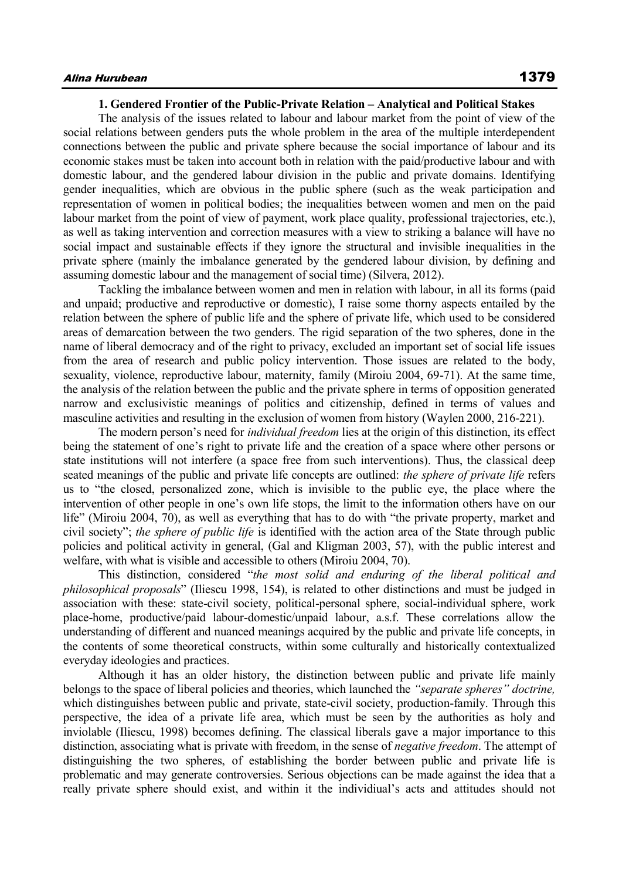### 1. Gendered Frontier of the Public-Private Relation – Analytical and Political Stakes

The analysis of the issues related to labour and labour market from the point of view of the social relations between genders puts the whole problem in the area of the multiple interdependent connections between the public and private sphere because the social importance of labour and its economic stakes must be taken into account both in relation with the paid/productive labour and with domestic labour, and the gendered labour division in the public and private domains. Identifying gender inequalities, which are obvious in the public sphere (such as the weak participation and representation of women in political bodies; the inequalities between women and men on the paid labour market from the point of view of payment, work place quality, professional trajectories, etc.), as well as taking intervention and correction measures with a view to striking a balance will have no social impact and sustainable effects if they ignore the structural and invisible inequalities in the private sphere (mainly the imbalance generated by the gendered labour division, by defining and assuming domestic labour and the management of social time) (Silvera, 2012).

Tackling the imbalance between women and men in relation with labour, in all its forms (paid and unpaid; productive and reproductive or domestic), I raise some thorny aspects entailed by the relation between the sphere of public life and the sphere of private life, which used to be considered areas of demarcation between the two genders. The rigid separation of the two spheres, done in the name of liberal democracy and of the right to privacy, excluded an important set of social life issues from the area of research and public policy intervention. Those issues are related to the body, sexuality, violence, reproductive labour, maternity, family (Miroiu 2004, 69-71). At the same time, the analysis of the relation between the public and the private sphere in terms of opposition generated narrow and exclusivistic meanings of politics and citizenship, defined in terms of values and masculine activities and resulting in the exclusion of women from history (Waylen 2000, 216-221).

The modern person's need for *individual freedom* lies at the origin of this distinction, its effect being the statement of one's right to private life and the creation of a space where other persons or state institutions will not interfere (a space free from such interventions). Thus, the classical deep seated meanings of the public and private life concepts are outlined: *the sphere of private life* refers us to "the closed, personalized zone, which is invisible to the public eye, the place where the intervention of other people in one's own life stops, the limit to the information others have on our life" (Miroiu 2004, 70), as well as everything that has to do with "the private property, market and civil society"; *the sphere of public life* is identified with the action area of the State through public policies and political activity in general, (Gal and Kligman 2003, 57), with the public interest and welfare, with what is visible and accessible to others (Miroiu 2004, 70).

This distinction, considered "*the most solid and enduring of the liberal political and philosophical proposals*" (Iliescu 1998, 154), is related to other distinctions and must be judged in association with these: state-civil society, political-personal sphere, social-individual sphere, work place-home, productive/paid labour-domestic/unpaid labour, a.s.f. These correlations allow the understanding of different and nuanced meanings acquired by the public and private life concepts, in the contents of some theoretical constructs, within some culturally and historically contextualized everyday ideologies and practices.

Although it has an older history, the distinction between public and private life mainly belongs to the space of liberal policies and theories, which launched the *"separate spheres" doctrine,* which distinguishes between public and private, state-civil society, production-family. Through this perspective, the idea of a private life area, which must be seen by the authorities as holy and inviolable (Iliescu, 1998) becomes defining. The classical liberals gave a major importance to this distinction, associating what is private with freedom, in the sense of *negative freedom*. The attempt of distinguishing the two spheres, of establishing the border between public and private life is problematic and may generate controversies. Serious objections can be made against the idea that a really private sphere should exist, and within it the individiual's acts and attitudes should not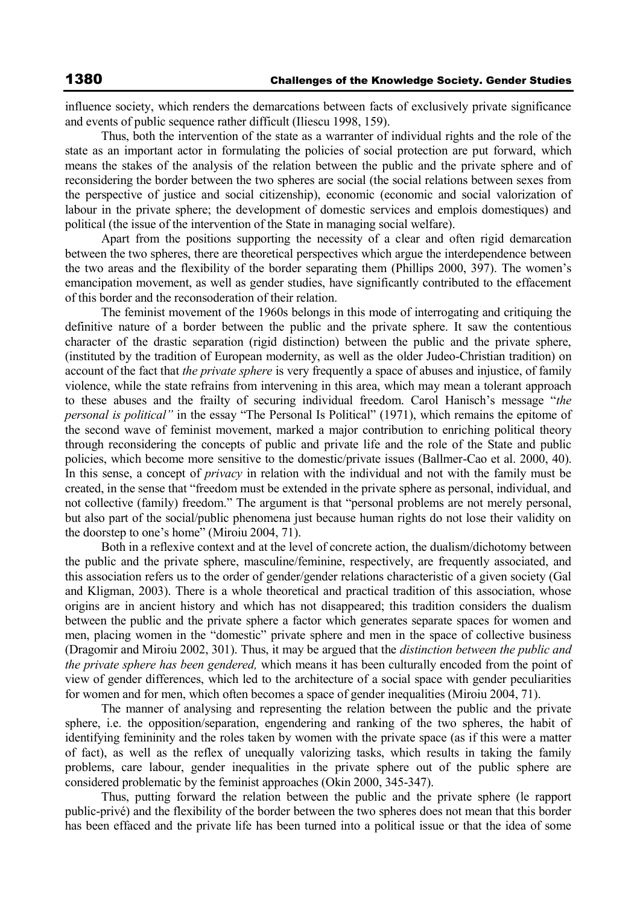influence society, which renders the demarcations between facts of exclusively private significance and events of public sequence rather difficult (Iliescu 1998, 159).

Thus, both the intervention of the state as a warranter of individual rights and the role of the state as an important actor in formulating the policies of social protection are put forward, which means the stakes of the analysis of the relation between the public and the private sphere and of reconsidering the border between the two spheres are social (the social relations between sexes from the perspective of justice and social citizenship), economic (economic and social valorization of labour in the private sphere; the development of domestic services and emplois domestiques) and political (the issue of the intervention of the State in managing social welfare).

Apart from the positions supporting the necessity of a clear and often rigid demarcation between the two spheres, there are theoretical perspectives which argue the interdependence between the two areas and the flexibility of the border separating them (Phillips 2000, 397). The women's emancipation movement, as well as gender studies, have significantly contributed to the effacement of this border and the reconsoderation of their relation.

The feminist movement of the 1960s belongs in this mode of interrogating and critiquing the definitive nature of a border between the public and the private sphere. It saw the contentious character of the drastic separation (rigid distinction) between the public and the private sphere, (instituted by the tradition of European modernity, as well as the older Judeo-Christian tradition) on account of the fact that *the private sphere* is very frequently a space of abuses and injustice, of family violence, while the state refrains from intervening in this area, which may mean a tolerant approach to these abuses and the frailty of securing individual freedom. Carol Hanisch's message "*the personal is political"* in the essay "The Personal Is Political" (1971), which remains the epitome of the second wave of feminist movement, marked a major contribution to enriching political theory through reconsidering the concepts of public and private life and the role of the State and public policies, which become more sensitive to the domestic/private issues (Ballmer-Cao et al. 2000, 40). In this sense, a concept of *privacy* in relation with the individual and not with the family must be created, in the sense that "freedom must be extended in the private sphere as personal, individual, and not collective (family) freedom." The argument is that "personal problems are not merely personal, but also part of the social/public phenomena just because human rights do not lose their validity on the doorstep to one's home" (Miroiu 2004, 71).

Both in a reflexive context and at the level of concrete action, the dualism/dichotomy between the public and the private sphere, masculine/feminine, respectively, are frequently associated, and this association refers us to the order of gender/gender relations characteristic of a given society (Gal and Kligman, 2003). There is a whole theoretical and practical tradition of this association, whose origins are in ancient history and which has not disappeared; this tradition considers the dualism between the public and the private sphere a factor which generates separate spaces for women and men, placing women in the "domestic" private sphere and men in the space of collective business (Dragomir and Miroiu 2002, 301). Thus, it may be argued that the *distinction between the public and the private sphere has been gendered,* which means it has been culturally encoded from the point of view of gender differences, which led to the architecture of a social space with gender peculiarities for women and for men, which often becomes a space of gender inequalities (Miroiu 2004, 71).

The manner of analysing and representing the relation between the public and the private sphere, i.e. the opposition/separation, engendering and ranking of the two spheres, the habit of identifying femininity and the roles taken by women with the private space (as if this were a matter of fact), as well as the reflex of unequally valorizing tasks, which results in taking the family problems, care labour, gender inequalities in the private sphere out of the public sphere are considered problematic by the feminist approaches (Okin 2000, 345-347).

Thus, putting forward the relation between the public and the private sphere (le rapport public-privé) and the flexibility of the border between the two spheres does not mean that this border has been effaced and the private life has been turned into a political issue or that the idea of some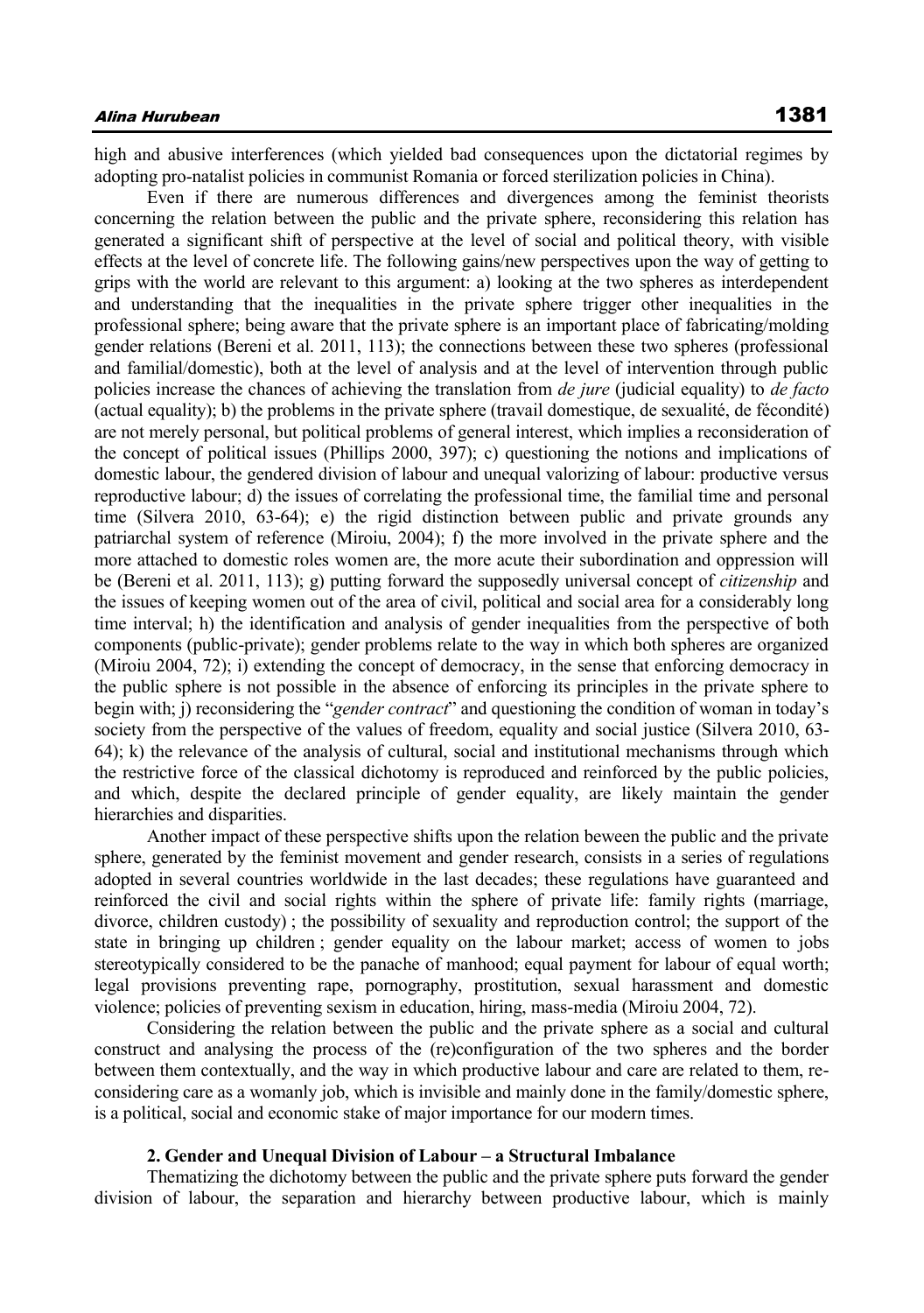high and abusive interferences (which yielded bad consequences upon the dictatorial regimes by adopting pro-natalist policies in communist Romania or forced sterilization policies in China).

Even if there are numerous differences and divergences among the feminist theorists concerning the relation between the public and the private sphere, reconsidering this relation has generated a significant shift of perspective at the level of social and political theory, with visible effects at the level of concrete life. The following gains/new perspectives upon the way of getting to grips with the world are relevant to this argument: a) looking at the two spheres as interdependent and understanding that the inequalities in the private sphere trigger other inequalities in the professional sphere; being aware that the private sphere is an important place of fabricating/molding gender relations (Bereni et al. 2011, 113); the connections between these two spheres (professional and familial/domestic), both at the level of analysis and at the level of intervention through public policies increase the chances of achieving the translation from *de jure* (judicial equality) to *de facto* (actual equality); b) the problems in the private sphere (travail domestique, de sexualité, de fécondité) are not merely personal, but political problems of general interest, which implies a reconsideration of the concept of political issues (Phillips 2000, 397); c) questioning the notions and implications of domestic labour, the gendered division of labour and unequal valorizing of labour: productive versus reproductive labour; d) the issues of correlating the professional time, the familial time and personal time (Silvera 2010, 63-64); e) the rigid distinction between public and private grounds any patriarchal system of reference (Miroiu, 2004); f) the more involved in the private sphere and the more attached to domestic roles women are, the more acute their subordination and oppression will be (Bereni et al. 2011, 113); g) putting forward the supposedly universal concept of *citizenship* and the issues of keeping women out of the area of civil, political and social area for a considerably long time interval; h) the identification and analysis of gender inequalities from the perspective of both components (public-private); gender problems relate to the way in which both spheres are organized (Miroiu 2004, 72); i) extending the concept of democracy, in the sense that enforcing democracy in the public sphere is not possible in the absence of enforcing its principles in the private sphere to begin with; j) reconsidering the "*gender contract*" and questioning the condition of woman in today's society from the perspective of the values of freedom, equality and social justice (Silvera 2010, 63-64); k) the relevance of the analysis of cultural, social and institutional mechanisms through which the restrictive force of the classical dichotomy is reproduced and reinforced by the public policies, and which, despite the declared principle of gender equality, are likely maintain the gender hierarchies and disparities.

Another impact of these perspective shifts upon the relation beween the public and the private sphere, generated by the feminist movement and gender research, consists in a series of regulations adopted in several countries worldwide in the last decades; these regulations have guaranteed and reinforced the civil and social rights within the sphere of private life: family rights (marriage, divorce, children custody) ; the possibility of sexuality and reproduction control; the support of the state in bringing up children ; gender equality on the labour market; access of women to jobs stereotypically considered to be the panache of manhood; equal payment for labour of equal worth; legal provisions preventing rape, pornography, prostitution, sexual harassment and domestic violence; policies of preventing sexism in education, hiring, mass-media (Miroiu 2004, 72).

Considering the relation between the public and the private sphere as a social and cultural construct and analysing the process of the (re)configuration of the two spheres and the border between them contextually, and the way in which productive labour and care are related to them, re-considering care as a womanly job, which is invisible and mainly done in the family/domestic sphere, is a political, social and economic stake of major importance for our modern times.

## 2. Gender and Unequal Division of Labour – a Structural Imbalance

Thematizing the dichotomy between the public and the private sphere puts forward the gender division of labour, the separation and hierarchy between productive labour, which is mainly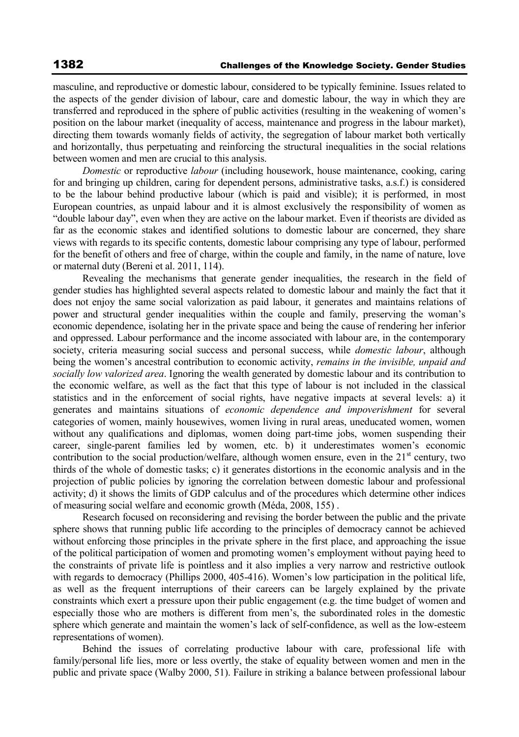masculine, and reproductive or domestic labour, considered to be typically feminine. Issues related to the aspects of the gender division of labour, care and domestic labour, the way in which they are transferred and reproduced in the sphere of public activities (resulting in the weakening of women's position on the labour market (inequality of access, maintenance and progress in the labour market), directing them towards womanly fields of activity, the segregation of labour market both vertically and horizontally, thus perpetuating and reinforcing the structural inequalities in the social relations between women and men are crucial to this analysis.

*Domestic* or reproductive *labour* (including housework, house maintenance, cooking, caring for and bringing up children, caring for dependent persons, administrative tasks, a.s.f.) is considered to be the labour behind productive labour (which is paid and visible); it is performed, in most European countries, as unpaid labour and it is almost exclusively the responsibility of women as "double labour day", even when they are active on the labour market. Even if theorists are divided as far as the economic stakes and identified solutions to domestic labour are concerned, they share views with regards to its specific contents, domestic labour comprising any type of labour, performed for the benefit of others and free of charge, within the couple and family, in the name of nature, love or maternal duty (Bereni et al. 2011, 114).

Revealing the mechanisms that generate gender inequalities, the research in the field of gender studies has highlighted several aspects related to domestic labour and mainly the fact that it does not enjoy the same social valorization as paid labour, it generates and maintains relations of power and structural gender inequalities within the couple and family, preserving the woman's economic dependence, isolating her in the private space and being the cause of rendering her inferior and oppressed. Labour performance and the income associated with labour are, in the contemporary society, criteria measuring social success and personal success, while *domestic labour*, although being the women's ancestral contribution to economic activity, *remains in the invisible, unpaid and socially low valorized area*. Ignoring the wealth generated by domestic labour and its contribution to the economic welfare, as well as the fact that this type of labour is not included in the classical statistics and in the enforcement of social rights, have negative impacts at several levels: a) it generates and maintains situations of *economic dependence and impoverishment* for several categories of women, mainly housewives, women living in rural areas, uneducated women, women without any qualifications and diplomas, women doing part-time jobs, women suspending their career, single-parent families led by women, etc. b) it underestimates women's economic contribution to the social production/welfare, although women ensure, even in the 21st century, two thirds of the whole of domestic tasks; c) it generates distortions in the economic analysis and in the projection of public policies by ignoring the correlation between domestic labour and professional activity; d) it shows the limits of GDP calculus and of the procedures which determine other indices of measuring social welfare and economic growth (Méda, 2008, 155) .

Research focused on reconsidering and revising the border between the public and the private sphere shows that running public life according to the principles of democracy cannot be achieved without enforcing those principles in the private sphere in the first place, and approaching the issue of the political participation of women and promoting women's employment without paying heed to the constraints of private life is pointless and it also implies a very narrow and restrictive outlook with regards to democracy (Phillips 2000, 405-416). Women's low participation in the political life, as well as the frequent interruptions of their careers can be largely explained by the private constraints which exert a pressure upon their public engagement (e.g. the time budget of women and especially those who are mothers is different from men's, the subordinated roles in the domestic sphere which generate and maintain the women's lack of self-confidence, as well as the low-esteem representations of women).

Behind the issues of correlating productive labour with care, professional life with family/personal life lies, more or less overtly, the stake of equality between women and men in the public and private space (Walby 2000, 51). Failure in striking a balance between professional labour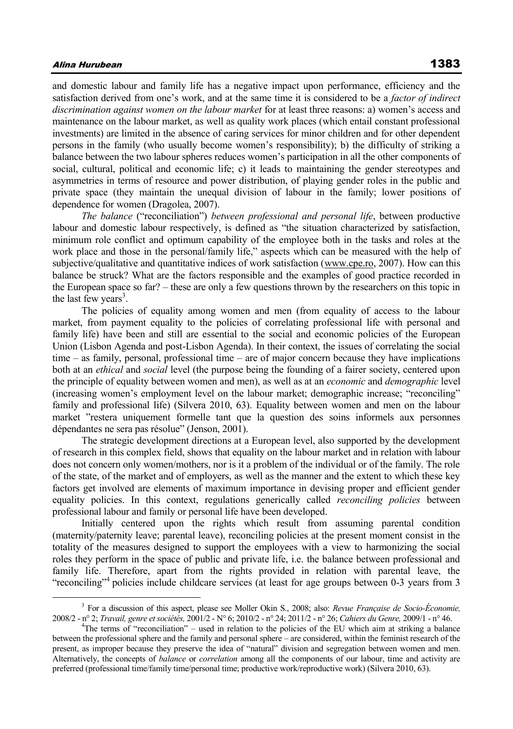and domestic labour and family life has a negative impact upon performance, efficiency and the satisfaction derived from one's work, and at the same time it is considered to be a *factor of indirect discrimination against women on the labour market* for at least three reasons: a) women's access and maintenance on the labour market, as well as quality work places (which entail constant professional investments) are limited in the absence of caring services for minor children and for other dependent persons in the family (who usually become women's responsibility); b) the difficulty of striking a balance between the two labour spheres reduces women's participation in all the other components of social, cultural, political and economic life; c) it leads to maintaining the gender stereotypes and asymmetries in terms of resource and power distribution, of playing gender roles in the public and private space (they maintain the unequal division of labour in the family; lower positions of dependence for women (Dragolea, 2007).

*The balance* ("reconciliation") *between professional and personal life*, between productive labour and domestic labour respectively, is defined as "the situation characterized by satisfaction, minimum role conflict and optimum capability of the employee both in the tasks and roles at the work place and those in the personal/family life," aspects which can be measured with the help of subjective/qualitative and quantitative indices of work satisfaction (www.cpe.ro, 2007). How can this balance be struck? What are the factors responsible and the examples of good practice recorded in the European space so far? – these are only a few questions thrown by the researchers on this topic in the last few years[3].

The policies of equality among women and men (from equality of access to the labour market, from payment equality to the policies of correlating professional life with personal and family life) have been and still are essential to the social and economic policies of the European Union (Lisbon Agenda and post-Lisbon Agenda). In their context, the issues of correlating the social time – as family, personal, professional time – are of major concern because they have implications both at an *ethical* and *social* level (the purpose being the founding of a fairer society, centered upon the principle of equality between women and men), as well as at an *economic* and *demographic* level (increasing women's employment level on the labour market; demographic increase; "reconciling" family and professional life) (Silvera 2010, 63). Equality between women and men on the labour market "restera uniquement formelle tant que la question des soins informels aux personnes dépendantes ne sera pas résolue" (Jenson, 2001).

The strategic development directions at a European level, also supported by the development of research in this complex field, shows that equality on the labour market and in relation with labour does not concern only women/mothers, nor is it a problem of the individual or of the family. The role of the state, of the market and of employers, as well as the manner and the extent to which these key factors get involved are elements of maximum importance in devising proper and efficient gender equality policies. In this context, regulations generically called *reconciling policies* between professional labour and family or personal life have been developed.

Initially centered upon the rights which result from assuming parental condition (maternity/paternity leave; parental leave), reconciling policies at the present moment consist in the totality of the measures designed to support the employees with a view to harmonizing the social roles they perform in the space of public and private life, i.e. the balance between professional and family life. Therefore, apart from the rights provided in relation with parental leave, the "reconciling"[4] policies include childcare services (at least for age groups between 0-3 years from 3

---

[3] For a discussion of this aspect, please see Moller Okin S., 2008; also: *Revue Française de Socio-Économie,* 2008/2 - n° 2; *Travail, genre et sociétés,* 2001/2 - N° 6; 2010/2 - n° 24; 2011/2 - n° 26; *Cahiers du Genre,* 2009/1 - n° 46.

[4] The terms of "reconciliation" – used in relation to the policies of the EU which aim at striking a balance between the professional sphere and the family and personal sphere – are considered, within the feminist research of the present, as improper because they preserve the idea of "natural" division and segregation between women and men. Alternatively, the concepts of *balance* or *correlation* among all the components of our labour, time and activity are preferred (professional time/family time/personal time; productive work/reproductive work) (Silvera 2010, 63).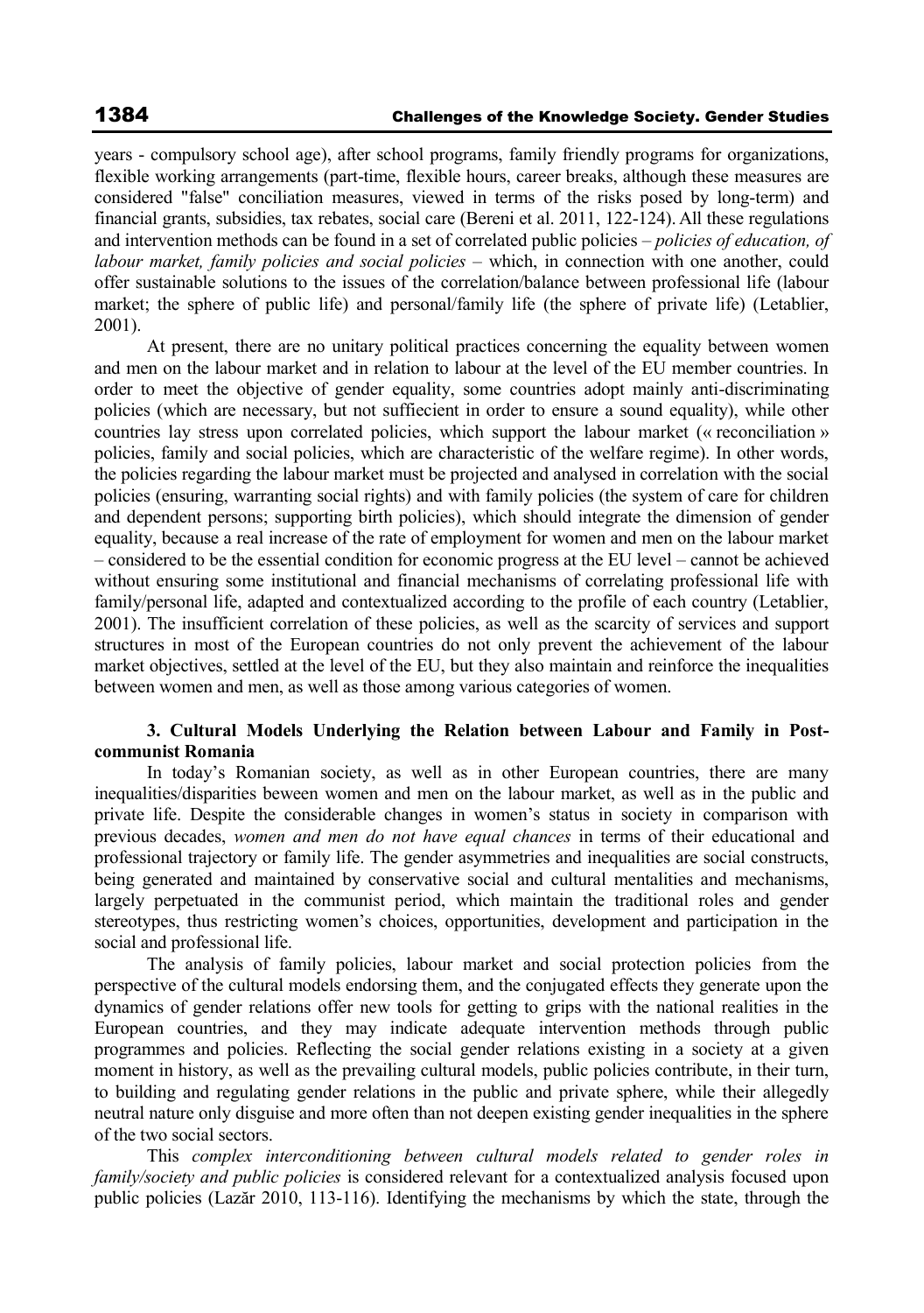years - compulsory school age), after school programs, family friendly programs for organizations, flexible working arrangements (part-time, flexible hours, career breaks, although these measures are considered "false" conciliation measures, viewed in terms of the risks posed by long-term) and financial grants, subsidies, tax rebates, social care (Bereni et al. 2011, 122-124). All these regulations and intervention methods can be found in a set of correlated public policies – *policies of education, of labour market, family policies and social policies* – which, in connection with one another, could offer sustainable solutions to the issues of the correlation/balance between professional life (labour market; the sphere of public life) and personal/family life (the sphere of private life) (Letablier, 2001).

At present, there are no unitary political practices concerning the equality between women and men on the labour market and in relation to labour at the level of the EU member countries. In order to meet the objective of gender equality, some countries adopt mainly anti-discriminating policies (which are necessary, but not suffiecient in order to ensure a sound equality), while other countries lay stress upon correlated policies, which support the labour market (« reconciliation » policies, family and social policies, which are characteristic of the welfare regime). In other words, the policies regarding the labour market must be projected and analysed in correlation with the social policies (ensuring, warranting social rights) and with family policies (the system of care for children and dependent persons; supporting birth policies), which should integrate the dimension of gender equality, because a real increase of the rate of employment for women and men on the labour market – considered to be the essential condition for economic progress at the EU level – cannot be achieved without ensuring some institutional and financial mechanisms of correlating professional life with family/personal life, adapted and contextualized according to the profile of each country (Letablier, 2001). The insufficient correlation of these policies, as well as the scarcity of services and support structures in most of the European countries do not only prevent the achievement of the labour market objectives, settled at the level of the EU, but they also maintain and reinforce the inequalities between women and men, as well as those among various categories of women.

### 3. Cultural Models Underlying the Relation between Labour and Family in Post-communist Romania

In today's Romanian society, as well as in other European countries, there are many inequalities/disparities beween women and men on the labour market, as well as in the public and private life. Despite the considerable changes in women's status in society in comparison with previous decades, *women and men do not have equal chances* in terms of their educational and professional trajectory or family life. The gender asymmetries and inequalities are social constructs, being generated and maintained by conservative social and cultural mentalities and mechanisms, largely perpetuated in the communist period, which maintain the traditional roles and gender stereotypes, thus restricting women's choices, opportunities, development and participation in the social and professional life.

The analysis of family policies, labour market and social protection policies from the perspective of the cultural models endorsing them, and the conjugated effects they generate upon the dynamics of gender relations offer new tools for getting to grips with the national realities in the European countries, and they may indicate adequate intervention methods through public programmes and policies. Reflecting the social gender relations existing in a society at a given moment in history, as well as the prevailing cultural models, public policies contribute, in their turn, to building and regulating gender relations in the public and private sphere, while their allegedly neutral nature only disguise and more often than not deepen existing gender inequalities in the sphere of the two social sectors.

This *complex interconditioning between cultural models related to gender roles in family/society and public policies* is considered relevant for a contextualized analysis focused upon public policies (Lazăr 2010, 113-116). Identifying the mechanisms by which the state, through the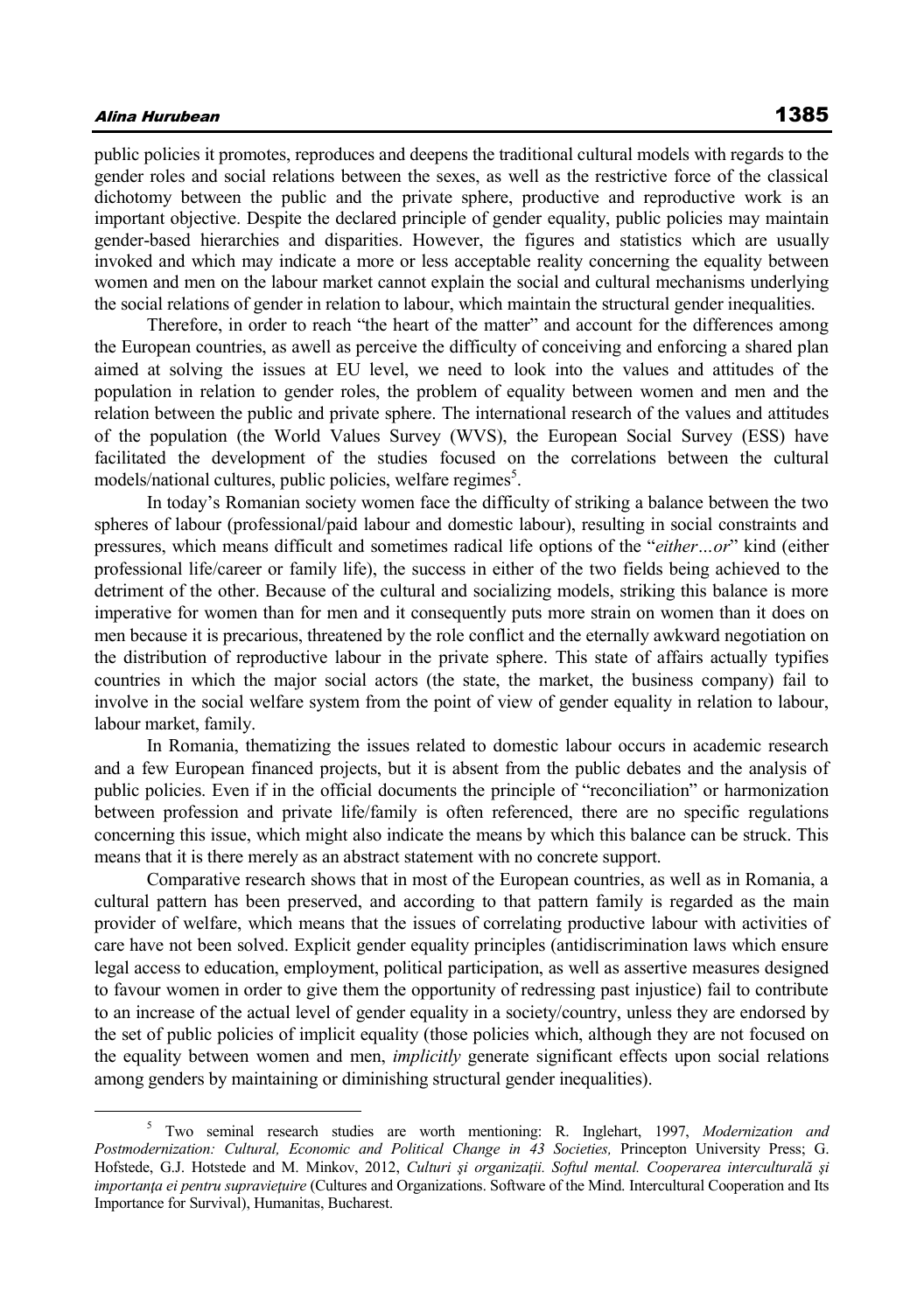public policies it promotes, reproduces and deepens the traditional cultural models with regards to the gender roles and social relations between the sexes, as well as the restrictive force of the classical dichotomy between the public and the private sphere, productive and reproductive work is an important objective. Despite the declared principle of gender equality, public policies may maintain gender-based hierarchies and disparities. However, the figures and statistics which are usually invoked and which may indicate a more or less acceptable reality concerning the equality between women and men on the labour market cannot explain the social and cultural mechanisms underlying the social relations of gender in relation to labour, which maintain the structural gender inequalities.

Therefore, in order to reach "the heart of the matter" and account for the differences among the European countries, as awell as perceive the difficulty of conceiving and enforcing a shared plan aimed at solving the issues at EU level, we need to look into the values and attitudes of the population in relation to gender roles, the problem of equality between women and men and the relation between the public and private sphere. The international research of the values and attitudes of the population (the World Values Survey (WVS), the European Social Survey (ESS) have facilitated the development of the studies focused on the correlations between the cultural models/national cultures, public policies, welfare regimes[5].

In today's Romanian society women face the difficulty of striking a balance between the two spheres of labour (professional/paid labour and domestic labour), resulting in social constraints and pressures, which means difficult and sometimes radical life options of the "*either…or*" kind (either professional life/career or family life), the success in either of the two fields being achieved to the detriment of the other. Because of the cultural and socializing models, striking this balance is more imperative for women than for men and it consequently puts more strain on women than it does on men because it is precarious, threatened by the role conflict and the eternally awkward negotiation on the distribution of reproductive labour in the private sphere. This state of affairs actually typifies countries in which the major social actors (the state, the market, the business company) fail to involve in the social welfare system from the point of view of gender equality in relation to labour, labour market, family.

In Romania, thematizing the issues related to domestic labour occurs in academic research and a few European financed projects, but it is absent from the public debates and the analysis of public policies. Even if in the official documents the principle of "reconciliation" or harmonization between profession and private life/family is often referenced, there are no specific regulations concerning this issue, which might also indicate the means by which this balance can be struck. This means that it is there merely as an abstract statement with no concrete support.

Comparative research shows that in most of the European countries, as well as in Romania, a cultural pattern has been preserved, and according to that pattern family is regarded as the main provider of welfare, which means that the issues of correlating productive labour with activities of care have not been solved. Explicit gender equality principles (antidiscrimination laws which ensure legal access to education, employment, political participation, as well as assertive measures designed to favour women in order to give them the opportunity of redressing past injustice) fail to contribute to an increase of the actual level of gender equality in a society/country, unless they are endorsed by the set of public policies of implicit equality (those policies which, although they are not focused on the equality between women and men, *implicitly* generate significant effects upon social relations among genders by maintaining or diminishing structural gender inequalities).

---

[5] Two seminal research studies are worth mentioning: R. Inglehart, 1997, *Modernization and Postmodernization: Cultural, Economic and Political Change in 43 Societies,* Princepton University Press; G. Hofstede, G.J. Hotstede and M. Minkov, 2012, *Culturi şi organizaţii. Softul mental. Cooperarea interculturală şi importanţa ei pentru supravieţuire* (Cultures and Organizations. Software of the Mind. Intercultural Cooperation and Its Importance for Survival), Humanitas, Bucharest.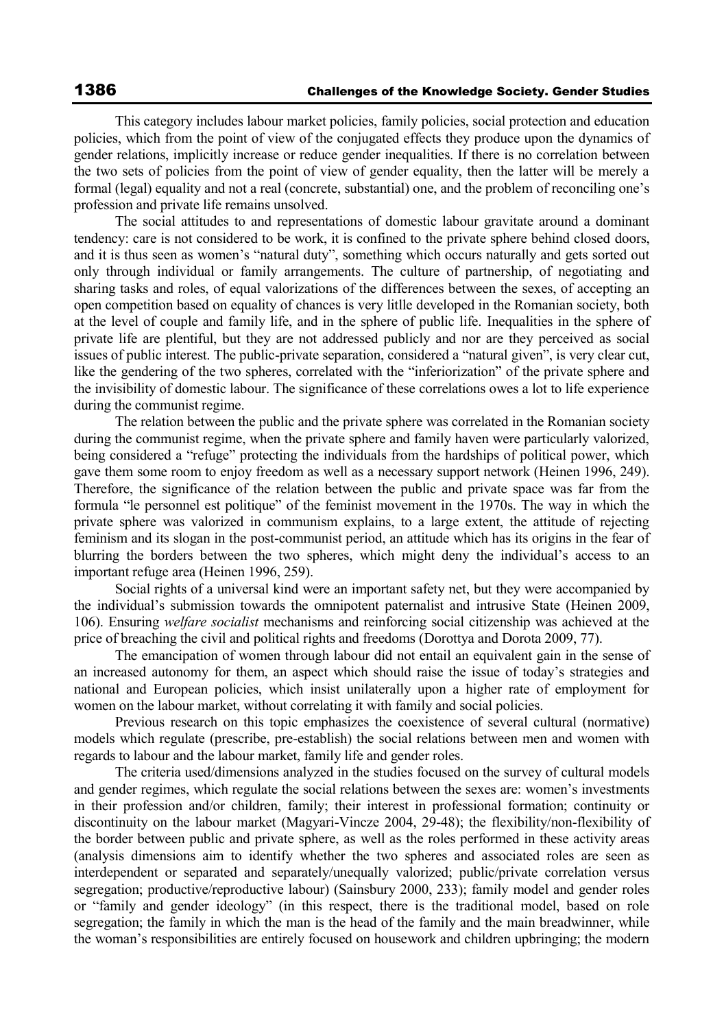This category includes labour market policies, family policies, social protection and education policies, which from the point of view of the conjugated effects they produce upon the dynamics of gender relations, implicitly increase or reduce gender inequalities. If there is no correlation between the two sets of policies from the point of view of gender equality, then the latter will be merely a formal (legal) equality and not a real (concrete, substantial) one, and the problem of reconciling one's profession and private life remains unsolved.

The social attitudes to and representations of domestic labour gravitate around a dominant tendency: care is not considered to be work, it is confined to the private sphere behind closed doors, and it is thus seen as women's "natural duty", something which occurs naturally and gets sorted out only through individual or family arrangements. The culture of partnership, of negotiating and sharing tasks and roles, of equal valorizations of the differences between the sexes, of accepting an open competition based on equality of chances is very litlle developed in the Romanian society, both at the level of couple and family life, and in the sphere of public life. Inequalities in the sphere of private life are plentiful, but they are not addressed publicly and nor are they perceived as social issues of public interest. The public-private separation, considered a "natural given", is very clear cut, like the gendering of the two spheres, correlated with the "inferiorization" of the private sphere and the invisibility of domestic labour. The significance of these correlations owes a lot to life experience during the communist regime.

The relation between the public and the private sphere was correlated in the Romanian society during the communist regime, when the private sphere and family haven were particularly valorized, being considered a "refuge" protecting the individuals from the hardships of political power, which gave them some room to enjoy freedom as well as a necessary support network (Heinen 1996, 249). Therefore, the significance of the relation between the public and private space was far from the formula "le personnel est politique" of the feminist movement in the 1970s. The way in which the private sphere was valorized in communism explains, to a large extent, the attitude of rejecting feminism and its slogan in the post-communist period, an attitude which has its origins in the fear of blurring the borders between the two spheres, which might deny the individual's access to an important refuge area (Heinen 1996, 259).

Social rights of a universal kind were an important safety net, but they were accompanied by the individual's submission towards the omnipotent paternalist and intrusive State (Heinen 2009, 106). Ensuring *welfare socialist* mechanisms and reinforcing social citizenship was achieved at the price of breaching the civil and political rights and freedoms (Dorottya and Dorota 2009, 77).

The emancipation of women through labour did not entail an equivalent gain in the sense of an increased autonomy for them, an aspect which should raise the issue of today's strategies and national and European policies, which insist unilaterally upon a higher rate of employment for women on the labour market, without correlating it with family and social policies.

Previous research on this topic emphasizes the coexistence of several cultural (normative) models which regulate (prescribe, pre-establish) the social relations between men and women with regards to labour and the labour market, family life and gender roles.

The criteria used/dimensions analyzed in the studies focused on the survey of cultural models and gender regimes, which regulate the social relations between the sexes are: women's investments in their profession and/or children, family; their interest in professional formation; continuity or discontinuity on the labour market (Magyari-Vincze 2004, 29-48); the flexibility/non-flexibility of the border between public and private sphere, as well as the roles performed in these activity areas (analysis dimensions aim to identify whether the two spheres and associated roles are seen as interdependent or separated and separately/unequally valorized; public/private correlation versus segregation; productive/reproductive labour) (Sainsbury 2000, 233); family model and gender roles or "family and gender ideology" (in this respect, there is the traditional model, based on role segregation; the family in which the man is the head of the family and the main breadwinner, while the woman's responsibilities are entirely focused on housework and children upbringing; the modern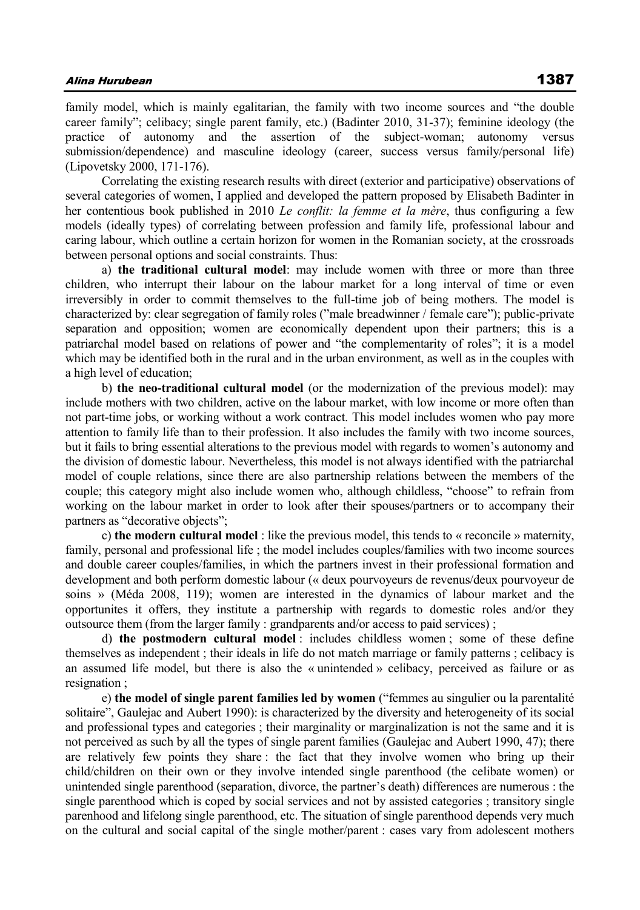family model, which is mainly egalitarian, the family with two income sources and "the double career family"; celibacy; single parent family, etc.) (Badinter 2010, 31-37); feminine ideology (the practice of autonomy and the assertion of the subject-woman; autonomy versus submission/dependence) and masculine ideology (career, success versus family/personal life) (Lipovetsky 2000, 171-176).

Correlating the existing research results with direct (exterior and participative) observations of several categories of women, I applied and developed the pattern proposed by Elisabeth Badinter in her contentious book published in 2010 *Le conflit: la femme et la mère*, thus configuring a few models (ideally types) of correlating between profession and family life, professional labour and caring labour, which outline a certain horizon for women in the Romanian society, at the crossroads between personal options and social constraints. Thus:

a) **the traditional cultural model**: may include women with three or more than three children, who interrupt their labour on the labour market for a long interval of time or even irreversibly in order to commit themselves to the full-time job of being mothers. The model is characterized by: clear segregation of family roles ("male breadwinner / female care"); public-private separation and opposition; women are economically dependent upon their partners; this is a patriarchal model based on relations of power and "the complementarity of roles"; it is a model which may be identified both in the rural and in the urban environment, as well as in the couples with a high level of education;

b) **the neo-traditional cultural model** (or the modernization of the previous model): may include mothers with two children, active on the labour market, with low income or more often than not part-time jobs, or working without a work contract. This model includes women who pay more attention to family life than to their profession. It also includes the family with two income sources, but it fails to bring essential alterations to the previous model with regards to women's autonomy and the division of domestic labour. Nevertheless, this model is not always identified with the patriarchal model of couple relations, since there are also partnership relations between the members of the couple; this category might also include women who, although childless, "choose" to refrain from working on the labour market in order to look after their spouses/partners or to accompany their partners as "decorative objects";

c) **the modern cultural model** : like the previous model, this tends to « reconcile » maternity, family, personal and professional life ; the model includes couples/families with two income sources and double career couples/families, in which the partners invest in their professional formation and development and both perform domestic labour (« deux pourvoyeurs de revenus/deux pourvoyeur de soins » (Méda 2008, 119); women are interested in the dynamics of labour market and the opportunites it offers, they institute a partnership with regards to domestic roles and/or they outsource them (from the larger family : grandparents and/or access to paid services) ;

d) **the postmodern cultural model** : includes childless women ; some of these define themselves as independent ; their ideals in life do not match marriage or family patterns ; celibacy is an assumed life model, but there is also the « unintended » celibacy, perceived as failure or as resignation ;

e) **the model of single parent families led by women** ("femmes au singulier ou la parentalité solitaire", Gaulejac and Aubert 1990): is characterized by the diversity and heterogeneity of its social and professional types and categories ; their marginality or marginalization is not the same and it is not perceived as such by all the types of single parent families (Gaulejac and Aubert 1990, 47); there are relatively few points they share : the fact that they involve women who bring up their child/children on their own or they involve intended single parenthood (the celibate women) or unintended single parenthood (separation, divorce, the partner's death) differences are numerous : the single parenthood which is coped by social services and not by assisted categories ; transitory single parenhood and lifelong single parenthood, etc. The situation of single parenthood depends very much on the cultural and social capital of the single mother/parent : cases vary from adolescent mothers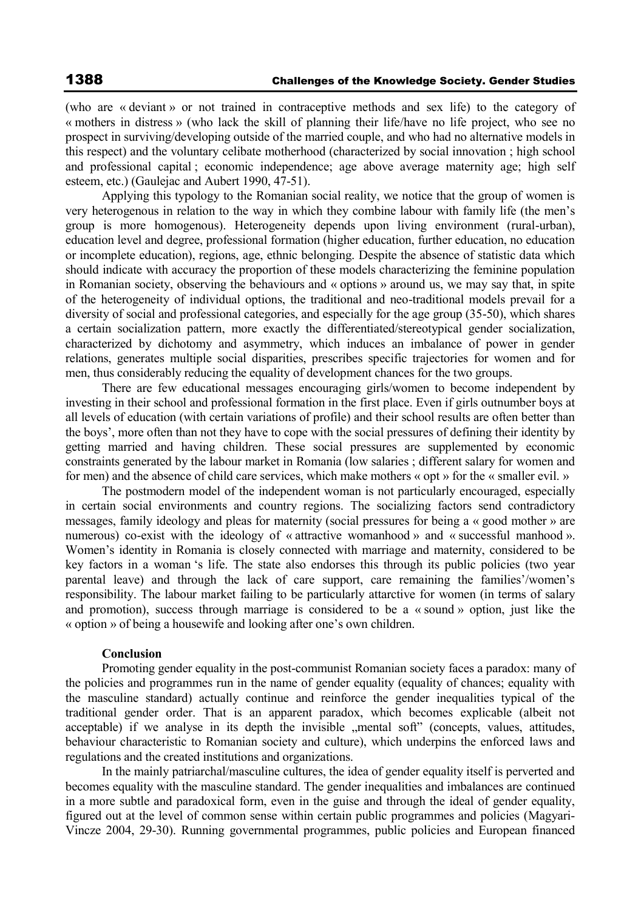(who are « deviant » or not trained in contraceptive methods and sex life) to the category of « mothers in distress » (who lack the skill of planning their life/have no life project, who see no prospect in surviving/developing outside of the married couple, and who had no alternative models in this respect) and the voluntary celibate motherhood (characterized by social innovation ; high school and professional capital ; economic independence; age above average maternity age; high self esteem, etc.) (Gaulejac and Aubert 1990, 47-51).

Applying this typology to the Romanian social reality, we notice that the group of women is very heterogenous in relation to the way in which they combine labour with family life (the men's group is more homogenous). Heterogeneity depends upon living environment (rural-urban), education level and degree, professional formation (higher education, further education, no education or incomplete education), regions, age, ethnic belonging. Despite the absence of statistic data which should indicate with accuracy the proportion of these models characterizing the feminine population in Romanian society, observing the behaviours and « options » around us, we may say that, in spite of the heterogeneity of individual options, the traditional and neo-traditional models prevail for a diversity of social and professional categories, and especially for the age group (35-50), which shares a certain socialization pattern, more exactly the differentiated/stereotypical gender socialization, characterized by dichotomy and asymmetry, which induces an imbalance of power in gender relations, generates multiple social disparities, prescribes specific trajectories for women and for men, thus considerably reducing the equality of development chances for the two groups.

There are few educational messages encouraging girls/women to become independent by investing in their school and professional formation in the first place. Even if girls outnumber boys at all levels of education (with certain variations of profile) and their school results are often better than the boys', more often than not they have to cope with the social pressures of defining their identity by getting married and having children. These social pressures are supplemented by economic constraints generated by the labour market in Romania (low salaries ; different salary for women and for men) and the absence of child care services, which make mothers « opt » for the « smaller evil. »

The postmodern model of the independent woman is not particularly encouraged, especially in certain social environments and country regions. The socializing factors send contradictory messages, family ideology and pleas for maternity (social pressures for being a « good mother » are numerous) co-exist with the ideology of « attractive womanhood » and « successful manhood ». Women's identity in Romania is closely connected with marriage and maternity, considered to be key factors in a woman 's life. The state also endorses this through its public policies (two year parental leave) and through the lack of care support, care remaining the families'/women's responsibility. The labour market failing to be particularly attarctive for women (in terms of salary and promotion), success through marriage is considered to be a « sound » option, just like the « option » of being a housewife and looking after one's own children.

**Conclusion**

Promoting gender equality in the post-communist Romanian society faces a paradox: many of the policies and programmes run in the name of gender equality (equality of chances; equality with the masculine standard) actually continue and reinforce the gender inequalities typical of the traditional gender order. That is an apparent paradox, which becomes explicable (albeit not acceptable) if we analyse in its depth the invisible „mental soft" (concepts, values, attitudes, behaviour characteristic to Romanian society and culture), which underpins the enforced laws and regulations and the created institutions and organizations.

In the mainly patriarchal/masculine cultures, the idea of gender equality itself is perverted and becomes equality with the masculine standard. The gender inequalities and imbalances are continued in a more subtle and paradoxical form, even in the guise and through the ideal of gender equality, figured out at the level of common sense within certain public programmes and policies (Magyari-Vincze 2004, 29-30). Running governmental programmes, public policies and European financed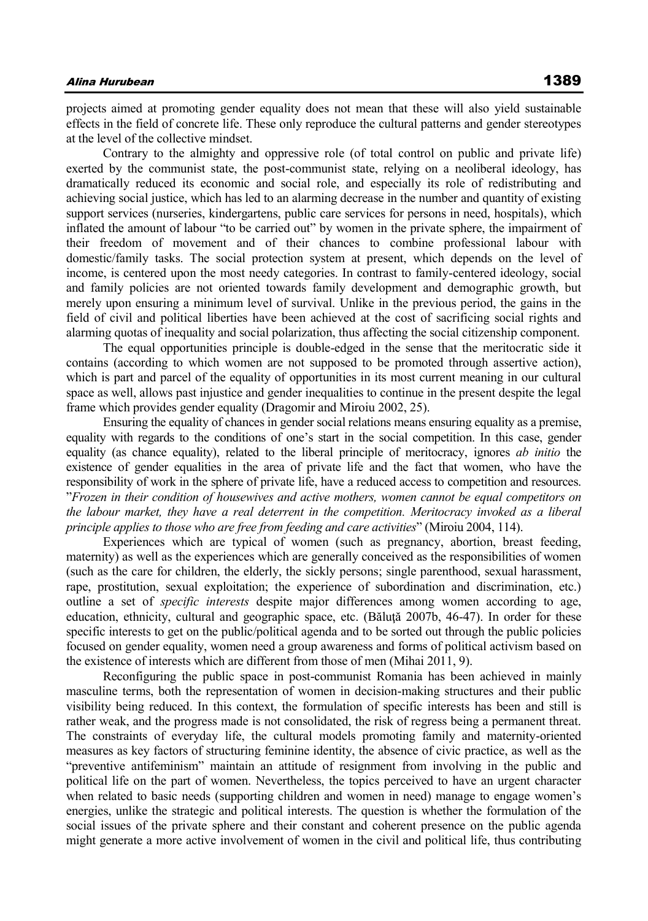projects aimed at promoting gender equality does not mean that these will also yield sustainable effects in the field of concrete life. These only reproduce the cultural patterns and gender stereotypes at the level of the collective mindset.

Contrary to the almighty and oppressive role (of total control on public and private life) exerted by the communist state, the post-communist state, relying on a neoliberal ideology, has dramatically reduced its economic and social role, and especially its role of redistributing and achieving social justice, which has led to an alarming decrease in the number and quantity of existing support services (nurseries, kindergartens, public care services for persons in need, hospitals), which inflated the amount of labour "to be carried out" by women in the private sphere, the impairment of their freedom of movement and of their chances to combine professional labour with domestic/family tasks. The social protection system at present, which depends on the level of income, is centered upon the most needy categories. In contrast to family-centered ideology, social and family policies are not oriented towards family development and demographic growth, but merely upon ensuring a minimum level of survival. Unlike in the previous period, the gains in the field of civil and political liberties have been achieved at the cost of sacrificing social rights and alarming quotas of inequality and social polarization, thus affecting the social citizenship component.

The equal opportunities principle is double-edged in the sense that the meritocratic side it contains (according to which women are not supposed to be promoted through assertive action), which is part and parcel of the equality of opportunities in its most current meaning in our cultural space as well, allows past injustice and gender inequalities to continue in the present despite the legal frame which provides gender equality (Dragomir and Miroiu 2002, 25).

Ensuring the equality of chances in gender social relations means ensuring equality as a premise, equality with regards to the conditions of one's start in the social competition. In this case, gender equality (as chance equality), related to the liberal principle of meritocracy, ignores *ab initio* the existence of gender equalities in the area of private life and the fact that women, who have the responsibility of work in the sphere of private life, have a reduced access to competition and resources. "*Frozen in their condition of housewives and active mothers, women cannot be equal competitors on the labour market, they have a real deterrent in the competition. Meritocracy invoked as a liberal principle applies to those who are free from feeding and care activities*" (Miroiu 2004, 114).

Experiences which are typical of women (such as pregnancy, abortion, breast feeding, maternity) as well as the experiences which are generally conceived as the responsibilities of women (such as the care for children, the elderly, the sickly persons; single parenthood, sexual harassment, rape, prostitution, sexual exploitation; the experience of subordination and discrimination, etc.) outline a set of *specific interests* despite major differences among women according to age, education, ethnicity, cultural and geographic space, etc. (Băluță 2007b, 46-47). In order for these specific interests to get on the public/political agenda and to be sorted out through the public policies focused on gender equality, women need a group awareness and forms of political activism based on the existence of interests which are different from those of men (Mihai 2011, 9).

Reconfiguring the public space in post-communist Romania has been achieved in mainly masculine terms, both the representation of women in decision-making structures and their public visibility being reduced. In this context, the formulation of specific interests has been and still is rather weak, and the progress made is not consolidated, the risk of regress being a permanent threat. The constraints of everyday life, the cultural models promoting family and maternity-oriented measures as key factors of structuring feminine identity, the absence of civic practice, as well as the "preventive antifeminism" maintain an attitude of resignment from involving in the public and political life on the part of women. Nevertheless, the topics perceived to have an urgent character when related to basic needs (supporting children and women in need) manage to engage women's energies, unlike the strategic and political interests. The question is whether the formulation of the social issues of the private sphere and their constant and coherent presence on the public agenda might generate a more active involvement of women in the civil and political life, thus contributing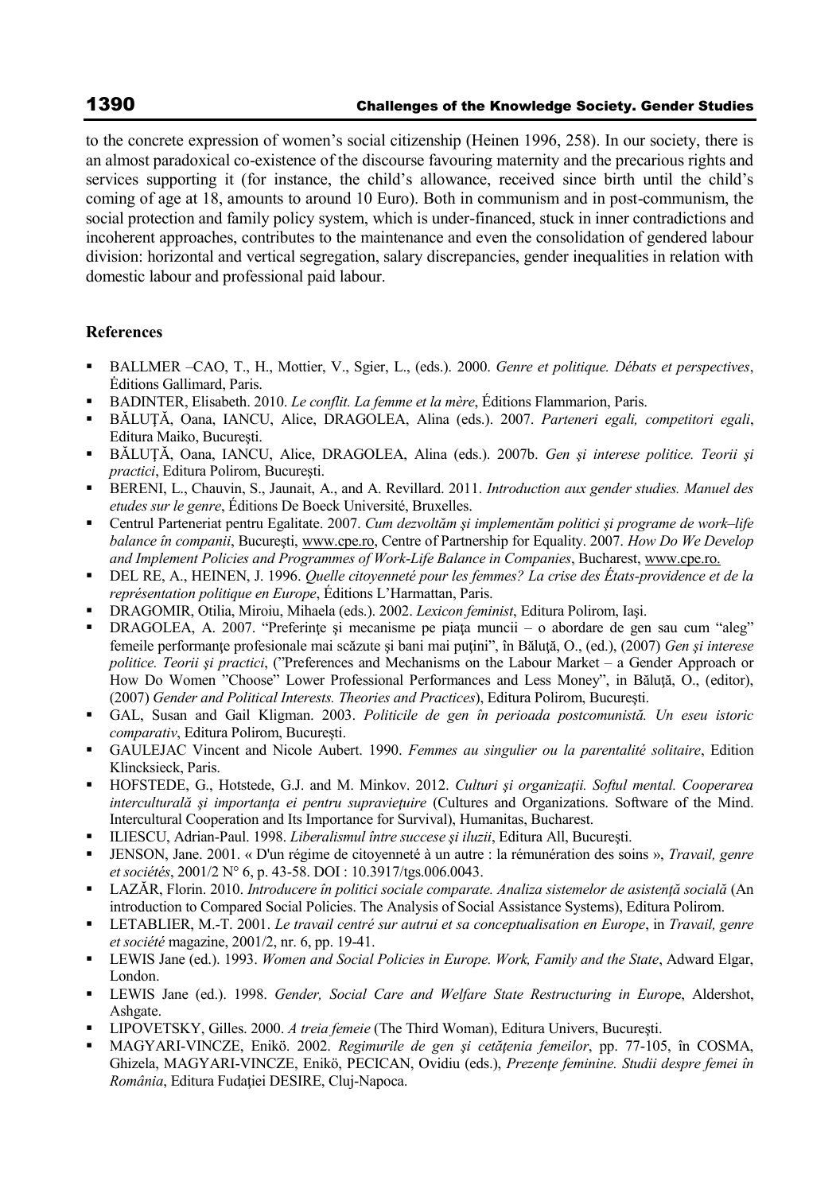to the concrete expression of women's social citizenship (Heinen 1996, 258). In our society, there is an almost paradoxical co-existence of the discourse favouring maternity and the precarious rights and services supporting it (for instance, the child's allowance, received since birth until the child's coming of age at 18, amounts to around 10 Euro). Both in communism and in post-communism, the social protection and family policy system, which is under-financed, stuck in inner contradictions and incoherent approaches, contributes to the maintenance and even the consolidation of gendered labour division: horizontal and vertical segregation, salary discrepancies, gender inequalities in relation with domestic labour and professional paid labour.

**References**

- BALLMER –CAO, T., H., Mottier, V., Sgier, L., (eds.). 2000. *Genre et politique. Débats et perspectives*, Éditions Gallimard, Paris.
- BADINTER, Elisabeth. 2010. *Le conflit. La femme et la mère*, Éditions Flammarion, Paris.
- BĂLUȚĂ, Oana, IANCU, Alice, DRAGOLEA, Alina (eds.). 2007. *Parteneri egali, competitori egali*, Editura Maiko, București.
- BĂLUȚĂ, Oana, IANCU, Alice, DRAGOLEA, Alina (eds.). 2007b. *Gen şi interese politice. Teorii şi practici*, Editura Polirom, Bucureşti.
- BERENI, L., Chauvin, S., Jaunait, A., and A. Revillard. 2011. *Introduction aux gender studies. Manuel des etudes sur le genre*, Éditions De Boeck Université, Bruxelles.
- Centrul Parteneriat pentru Egalitate. 2007. *Cum dezvoltăm şi implementăm politici şi programe de work–life balance în companii*, Bucureşti, www.cpe.ro, Centre of Partnership for Equality. 2007. *How Do We Develop and Implement Policies and Programmes of Work-Life Balance in Companies*, Bucharest, www.cpe.ro.
- DEL RE, A., HEINEN, J. 1996. *Quelle citoyenneté pour les femmes? La crise des États-providence et de la représentation politique en Europe*, Éditions L'Harmattan, Paris.
- DRAGOMIR, Otilia, Miroiu, Mihaela (eds.). 2002. *Lexicon feminist*, Editura Polirom, Iaşi.
- DRAGOLEA, A. 2007. "Preferinţe şi mecanisme pe piaţa muncii – o abordare de gen sau cum "aleg" femeile performanţe profesionale mai scăzute şi bani mai puţini", în Băluţă, O., (ed.), (2007) *Gen şi interese politice. Teorii şi practici*, ("Preferences and Mechanisms on the Labour Market – a Gender Approach or How Do Women "Choose" Lower Professional Performances and Less Money", in Băluţă, O., (editor), (2007) *Gender and Political Interests. Theories and Practices*), Editura Polirom, Bucureşti.
- GAL, Susan and Gail Kligman. 2003. *Politicile de gen în perioada postcomunistă. Un eseu istoric comparativ*, Editura Polirom, Bucureşti.
- GAULEJAC Vincent and Nicole Aubert. 1990. *Femmes au singulier ou la parentalité solitaire*, Edition Klincksieck, Paris.
- HOFSTEDE, G., Hotstede, G.J. and M. Minkov. 2012. *Culturi şi organizaţii. Softul mental. Cooperarea interculturală şi importanţa ei pentru supravieţuire* (Cultures and Organizations. Software of the Mind. Intercultural Cooperation and Its Importance for Survival), Humanitas, Bucharest.
- ILIESCU, Adrian-Paul. 1998. *Liberalismul între succese şi iluzii*, Editura All, Bucureşti.
- JENSON, Jane. 2001. « D'un régime de citoyenneté à un autre : la rémunération des soins », *Travail, genre et sociétés*, 2001/2 N° 6, p. 43-58. DOI : 10.3917/tgs.006.0043.
- LAZĂR, Florin. 2010. *Introducere în politici sociale comparate. Analiza sistemelor de asistenţă socială* (An introduction to Compared Social Policies. The Analysis of Social Assistance Systems), Editura Polirom.
- LETABLIER, M.-T. 2001. *Le travail centré sur autrui et sa conceptualisation en Europe*, in *Travail, genre et société* magazine, 2001/2, nr. 6, pp. 19-41.
- LEWIS Jane (ed.). 1993. *Women and Social Policies in Europe. Work, Family and the State*, Adward Elgar, London.
- LEWIS Jane (ed.). 1998. *Gender, Social Care and Welfare State Restructuring in Europ*e, Aldershot, Ashgate.
- LIPOVETSKY, Gilles. 2000. *A treia femeie* (The Third Woman), Editura Univers, Bucureşti.
- MAGYARI-VINCZE, Enikö. 2002. *Regimurile de gen şi cetăţenia femeilor*, pp. 77-105, în COSMA, Ghizela, MAGYARI-VINCZE, Enikö, PECICAN, Ovidiu (eds.), *Prezenţe feminine. Studii despre femei în România*, Editura Fudaţiei DESIRE, Cluj-Napoca.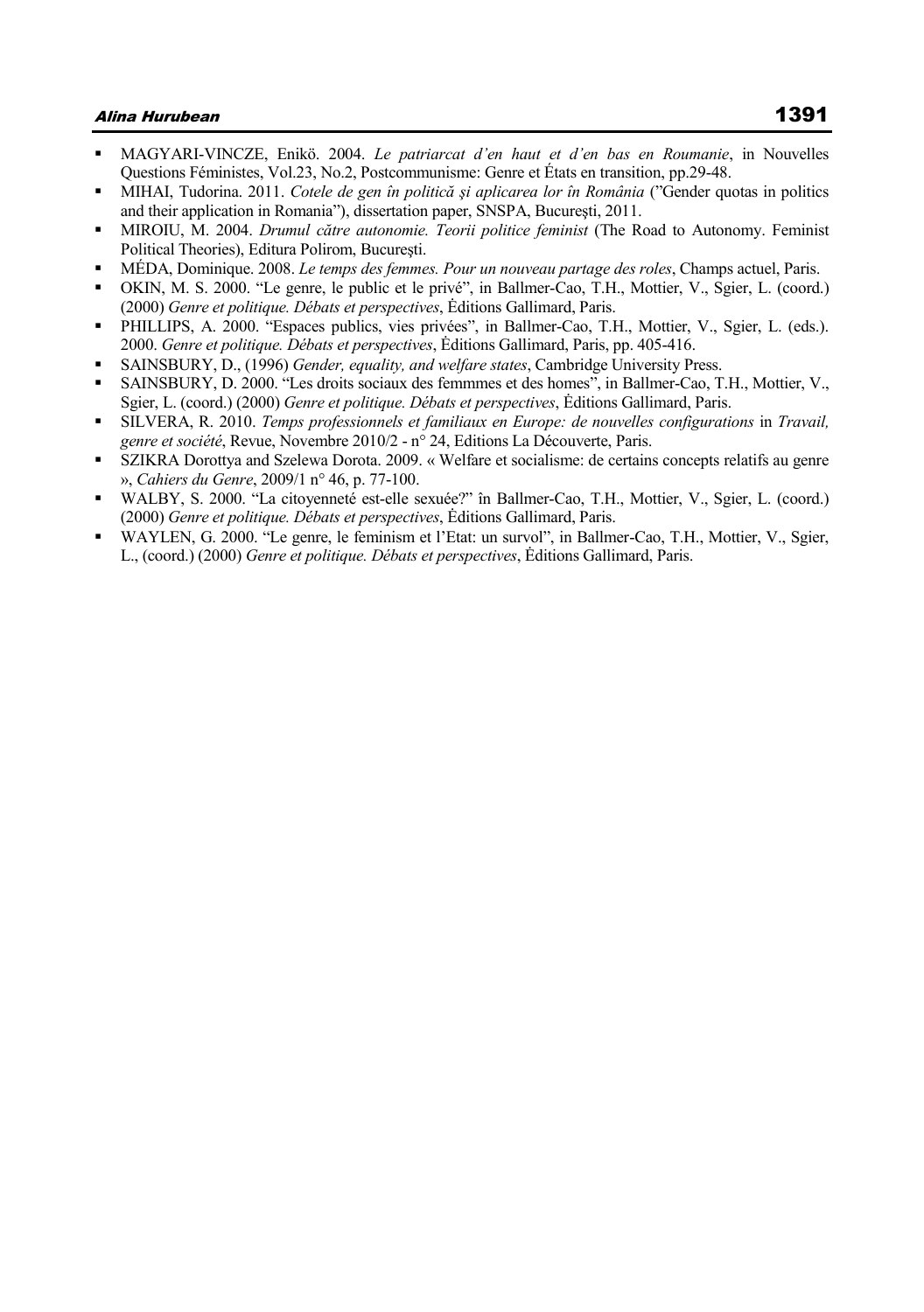- MAGYARI-VINCZE, Enikö. 2004. *Le patriarcat d'en haut et d'en bas en Roumanie*, in Nouvelles Questions Féministes, Vol.23, No.2, Postcommunisme: Genre et États en transition, pp.29-48.
- MIHAI, Tudorina. 2011. *Cotele de gen în politică şi aplicarea lor în România* ("Gender quotas in politics and their application in Romania"), dissertation paper, SNSPA, Bucureşti, 2011.
- MIROIU, M. 2004. *Drumul către autonomie. Teorii politice feminist* (The Road to Autonomy. Feminist Political Theories), Editura Polirom, Bucureşti.
- MÉDA, Dominique. 2008. *Le temps des femmes. Pour un nouveau partage des roles*, Champs actuel, Paris.
- OKIN, M. S. 2000. "Le genre, le public et le privé", in Ballmer-Cao, T.H., Mottier, V., Sgier, L. (coord.) (2000) *Genre et politique. Débats et perspectives*, Ėditions Gallimard, Paris.
- PHILLIPS, A. 2000. "Espaces publics, vies privées", in Ballmer-Cao, T.H., Mottier, V., Sgier, L. (eds.). 2000. *Genre et politique. Débats et perspectives*, Ėditions Gallimard, Paris, pp. 405-416.
- SAINSBURY, D., (1996) *Gender, equality, and welfare states*, Cambridge University Press.
- SAINSBURY, D. 2000. "Les droits sociaux des femmmes et des homes", in Ballmer-Cao, T.H., Mottier, V., Sgier, L. (coord.) (2000) *Genre et politique. Débats et perspectives*, Ėditions Gallimard, Paris.
- SILVERA, R. 2010. *Temps professionnels et familiaux en Europe: de nouvelles configurations* in *Travail, genre et société*, Revue, Novembre 2010/2 - n° 24, Editions La Découverte, Paris.
- SZIKRA Dorottya and Szelewa Dorota. 2009. « Welfare et socialisme: de certains concepts relatifs au genre », *Cahiers du Genre*, 2009/1 n° 46, p. 77-100.
- WALBY, S. 2000. "La citoyenneté est-elle sexuée?" în Ballmer-Cao, T.H., Mottier, V., Sgier, L. (coord.) (2000) *Genre et politique. Débats et perspectives*, Ėditions Gallimard, Paris.
- WAYLEN, G. 2000. "Le genre, le feminism et l'Etat: un survol", in Ballmer-Cao, T.H., Mottier, V., Sgier, L., (coord.) (2000) *Genre et politique. Débats et perspectives*, Ėditions Gallimard, Paris.